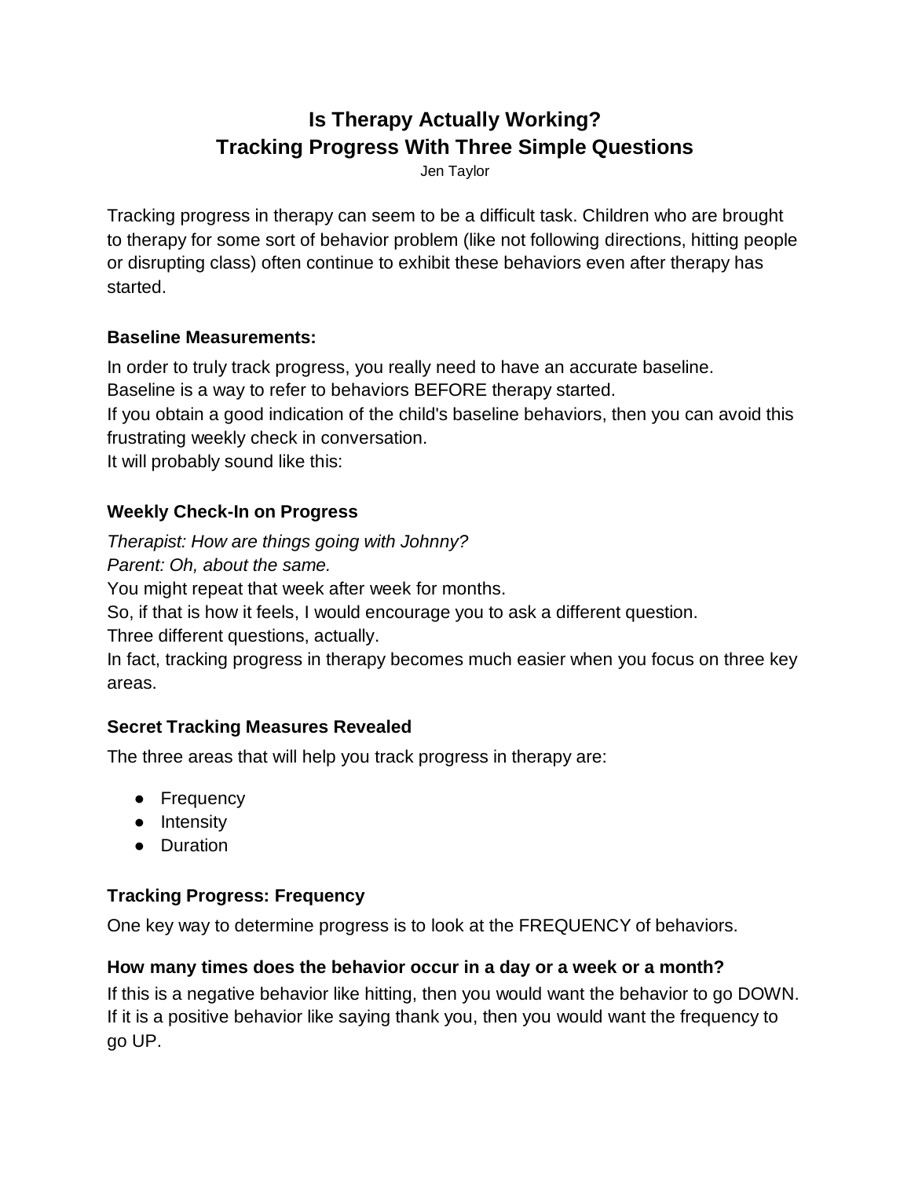# Is Therapy Actually Working?
# Tracking Progress With Three Simple Questions

Jen Taylor

Tracking progress in therapy can seem to be a difficult task. Children who are brought to therapy for some sort of behavior problem (like not following directions, hitting people or disrupting class) often continue to exhibit these behaviors even after therapy has started.

### Baseline Measurements:

In order to truly track progress, you really need to have an accurate baseline.
Baseline is a way to refer to behaviors BEFORE therapy started.
If you obtain a good indication of the child's baseline behaviors, then you can avoid this frustrating weekly check in conversation.
It will probably sound like this:

### Weekly Check-In on Progress

*Therapist: How are things going with Johnny?*
*Parent: Oh, about the same.*
You might repeat that week after week for months.
So, if that is how it feels, I would encourage you to ask a different question.
Three different questions, actually.
In fact, tracking progress in therapy becomes much easier when you focus on three key areas.

### Secret Tracking Measures Revealed

The three areas that will help you track progress in therapy are:

- Frequency
- Intensity
- Duration

### Tracking Progress: Frequency

One key way to determine progress is to look at the FREQUENCY of behaviors.

#### How many times does the behavior occur in a day or a week or a month?

If this is a negative behavior like hitting, then you would want the behavior to go DOWN.
If it is a positive behavior like saying thank you, then you would want the frequency to go UP.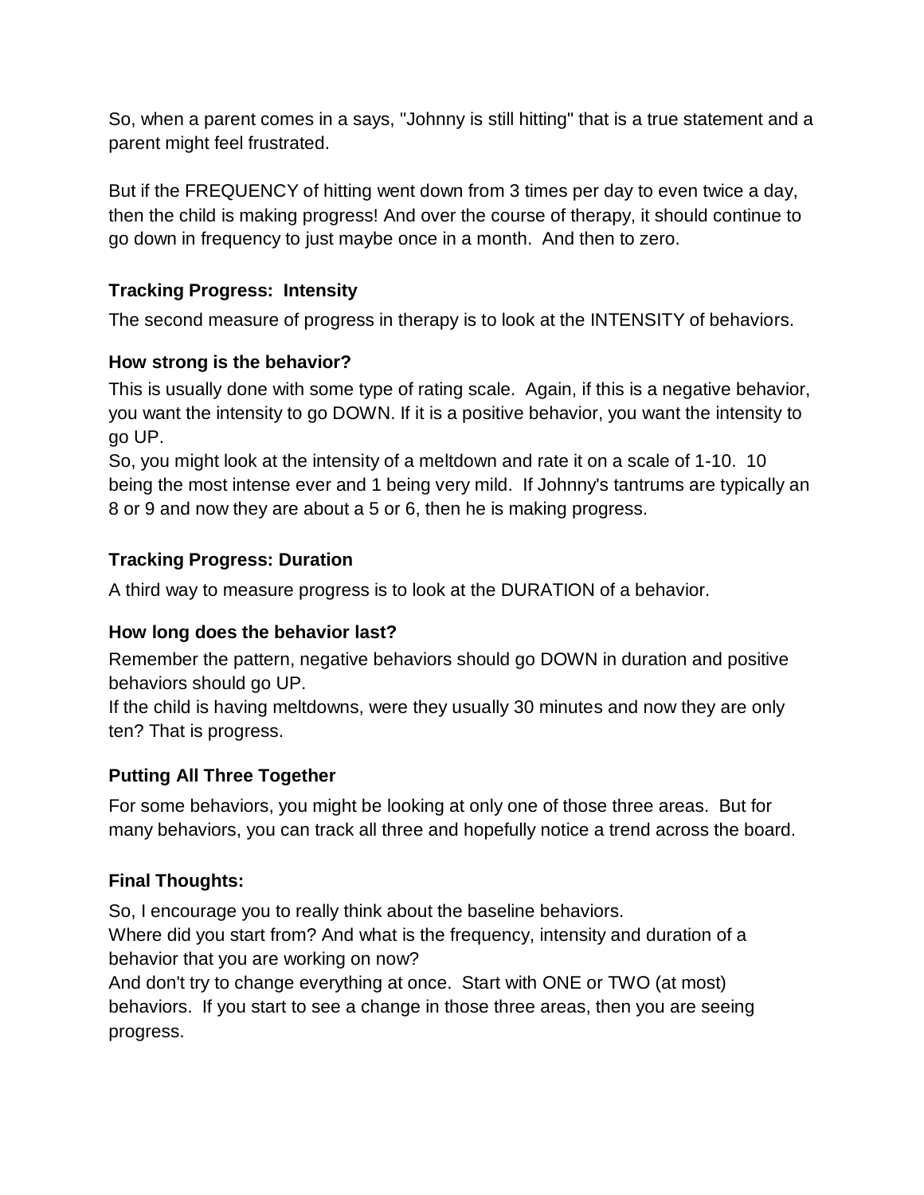So, when a parent comes in a says, "Johnny is still hitting" that is a true statement and a parent might feel frustrated.

But if the FREQUENCY of hitting went down from 3 times per day to even twice a day, then the child is making progress! And over the course of therapy, it should continue to go down in frequency to just maybe once in a month. And then to zero.

### Tracking Progress: Intensity

The second measure of progress in therapy is to look at the INTENSITY of behaviors.

### How strong is the behavior?

This is usually done with some type of rating scale. Again, if this is a negative behavior, you want the intensity to go DOWN. If it is a positive behavior, you want the intensity to go UP.
So, you might look at the intensity of a meltdown and rate it on a scale of 1-10. 10 being the most intense ever and 1 being very mild. If Johnny's tantrums are typically an 8 or 9 and now they are about a 5 or 6, then he is making progress.

### Tracking Progress: Duration

A third way to measure progress is to look at the DURATION of a behavior.

### How long does the behavior last?

Remember the pattern, negative behaviors should go DOWN in duration and positive behaviors should go UP.
If the child is having meltdowns, were they usually 30 minutes and now they are only ten? That is progress.

### Putting All Three Together

For some behaviors, you might be looking at only one of those three areas. But for many behaviors, you can track all three and hopefully notice a trend across the board.

### Final Thoughts:

So, I encourage you to really think about the baseline behaviors.
Where did you start from? And what is the frequency, intensity and duration of a behavior that you are working on now?
And don't try to change everything at once. Start with ONE or TWO (at most) behaviors. If you start to see a change in those three areas, then you are seeing progress.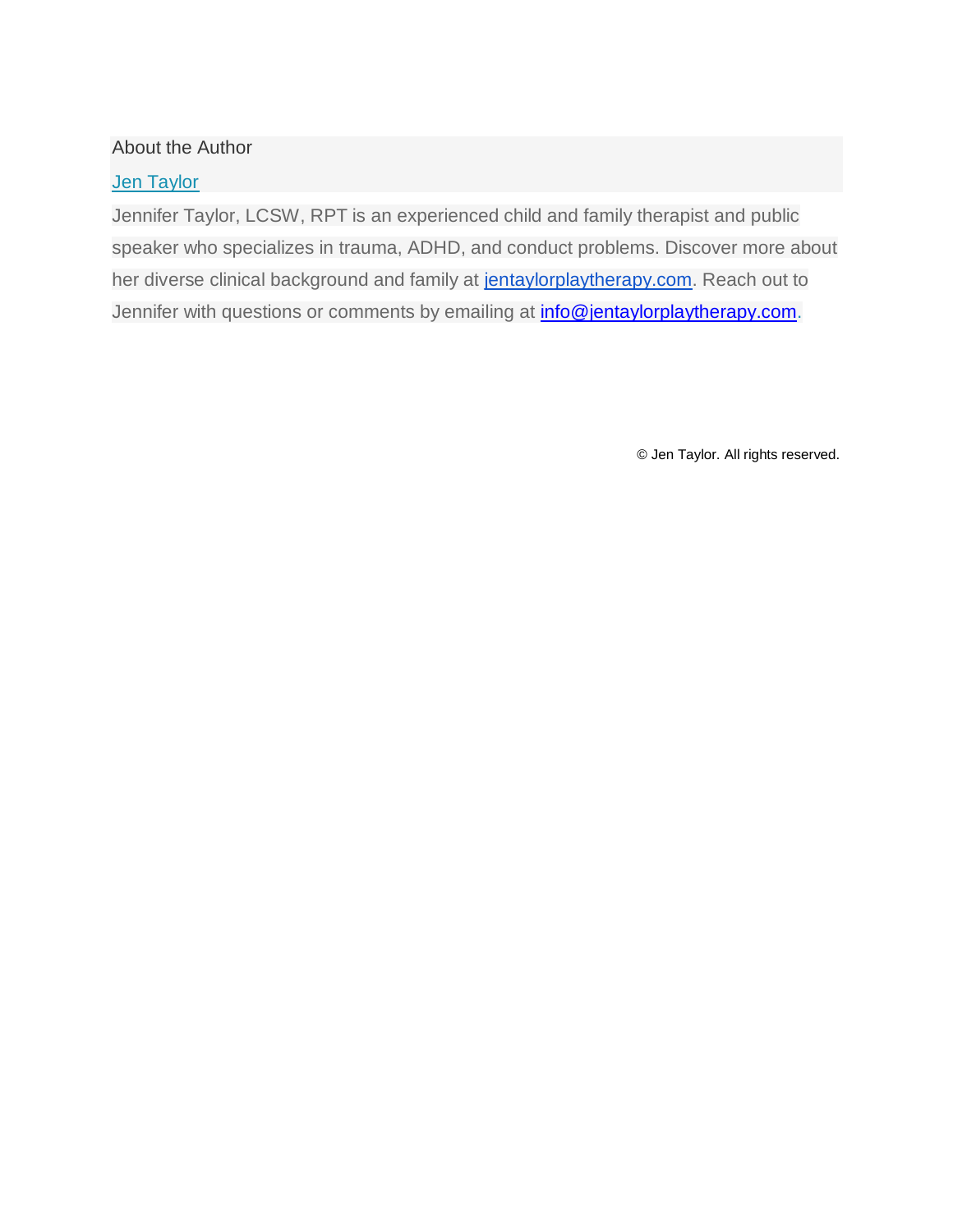## About the Author

[Jen Taylor]

Jennifer Taylor, LCSW, RPT is an experienced child and family therapist and public speaker who specializes in trauma, ADHD, and conduct problems. Discover more about her diverse clinical background and family at jentaylorplaytherapy.com. Reach out to Jennifer with questions or comments by emailing at info@jentaylorplaytherapy.com.

© Jen Taylor. All rights reserved.